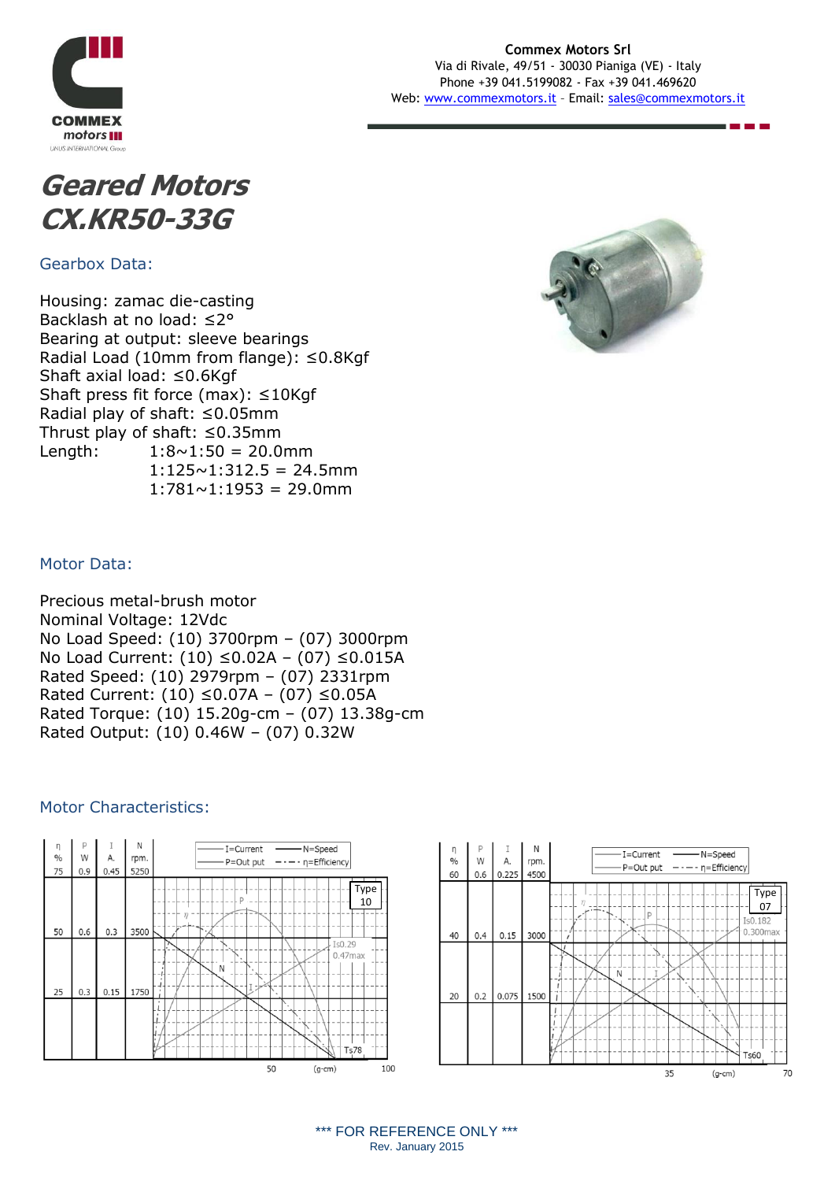**Commex Motors Srl**
Via di Rivale, 49/51 - 30030 Pianiga (VE) - Italy
Phone +39 041.5199082 - Fax +39 041.469620
Web: www.commexmotors.it – Email: sales@commexmotors.it

# *Geared Motors CX.KR50-33G*

## Gearbox Data:

Housing: zamac die-casting
Backlash at no load: ≤2°
Bearing at output: sleeve bearings
Radial Load (10mm from flange): ≤0.8Kgf
Shaft axial load: ≤0.6Kgf
Shaft press fit force (max): ≤10Kgf
Radial play of shaft: ≤0.05mm
Thrust play of shaft: ≤0.35mm
Length: 1:8~1:50 = 20.0mm
1:125~1:312.5 = 24.5mm
1:781~1:1953 = 29.0mm

## Motor Data:

Precious metal-brush motor
Nominal Voltage: 12Vdc
No Load Speed: (10) 3700rpm – (07) 3000rpm
No Load Current: (10) ≤0.02A – (07) ≤0.015A
Rated Speed: (10) 2979rpm – (07) 2331rpm
Rated Current: (10) ≤0.07A – (07) ≤0.05A
Rated Torque: (10) 15.20g-cm – (07) 13.38g-cm
Rated Output: (10) 0.46W – (07) 0.32W

## Motor Characteristics:

Type 10: I=Current, N=Speed, P=Out put, η=Efficiency; Is0.29, 0.47max; Ts78; axes: η % (25, 50, 75), P W (0.3, 0.6, 0.9), I A. (0.15, 0.3, 0.45), N rpm. (1750, 3500, 5250); torque (g-cm) 50, 100

Type 07: I=Current, N=Speed, P=Out put, η=Efficiency; Is0.182, 0.300max; Ts60; axes: η % (20, 40, 60), P W (0.2, 0.4, 0.6), I A. (0.075, 0.15, 0.225), N rpm. (1500, 3000, 4500); torque (g-cm) 35, 70

\*\*\* FOR REFERENCE ONLY \*\*\*
Rev. January 2015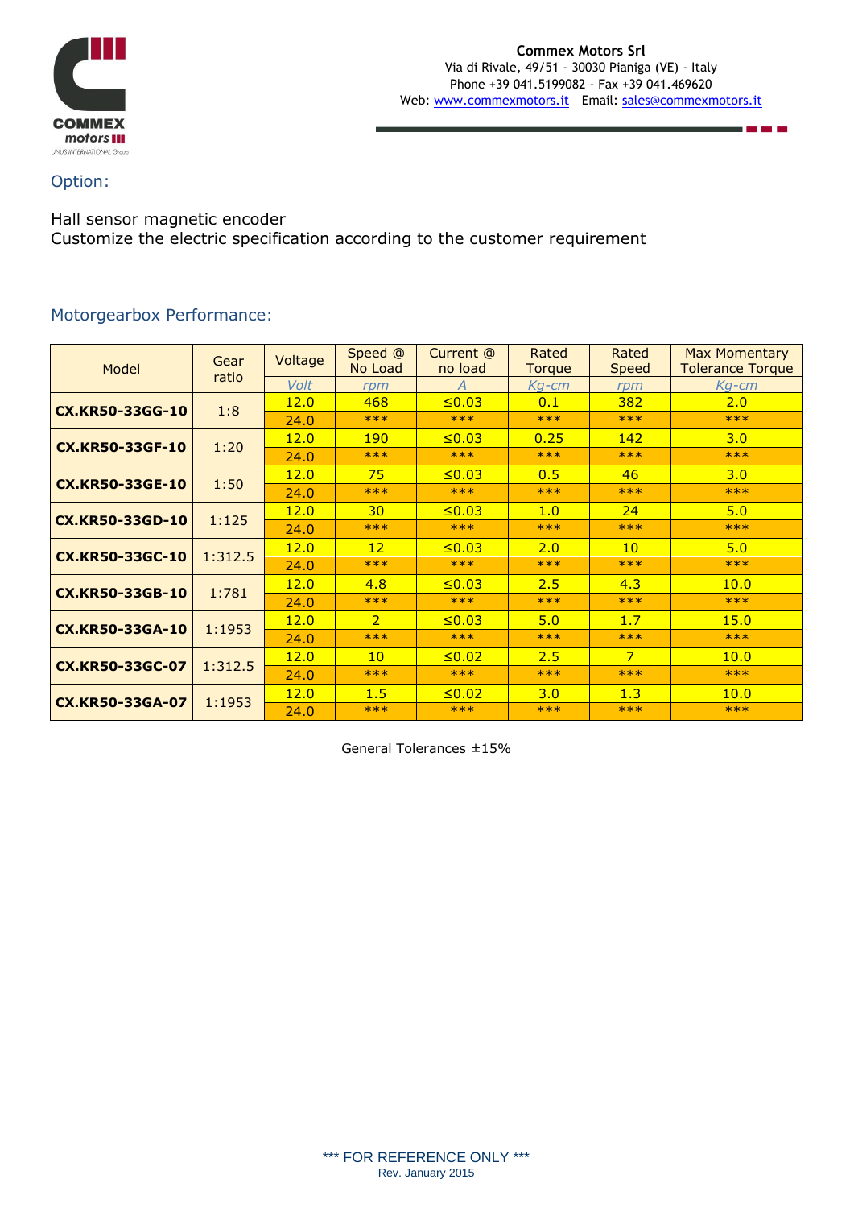## Option:

Hall sensor magnetic encoder
Customize the electric specification according to the customer requirement

## Motorgearbox Performance:

| Model | Gear ratio | Voltage | Speed @ No Load | Current @ no load | Rated Torque | Rated Speed | Max Momentary Tolerance Torque |
|---|---|---|---|---|---|---|---|
| | | Volt | rpm | A | Kg-cm | rpm | Kg-cm |
| **CX.KR50-33GG-10** | 1:8 | 12.0 | 468 | ≤0.03 | 0.1 | 382 | 2.0 |
| | | 24.0 | *** | *** | *** | *** | *** |
| **CX.KR50-33GF-10** | 1:20 | 12.0 | 190 | ≤0.03 | 0.25 | 142 | 3.0 |
| | | 24.0 | *** | *** | *** | *** | *** |
| **CX.KR50-33GE-10** | 1:50 | 12.0 | 75 | ≤0.03 | 0.5 | 46 | 3.0 |
| | | 24.0 | *** | *** | *** | *** | *** |
| **CX.KR50-33GD-10** | 1:125 | 12.0 | 30 | ≤0.03 | 1.0 | 24 | 5.0 |
| | | 24.0 | *** | *** | *** | *** | *** |
| **CX.KR50-33GC-10** | 1:312.5 | 12.0 | 12 | ≤0.03 | 2.0 | 10 | 5.0 |
| | | 24.0 | *** | *** | *** | *** | *** |
| **CX.KR50-33GB-10** | 1:781 | 12.0 | 4.8 | ≤0.03 | 2.5 | 4.3 | 10.0 |
| | | 24.0 | *** | *** | *** | *** | *** |
| **CX.KR50-33GA-10** | 1:1953 | 12.0 | 2 | ≤0.03 | 5.0 | 1.7 | 15.0 |
| | | 24.0 | *** | *** | *** | *** | *** |
| **CX.KR50-33GC-07** | 1:312.5 | 12.0 | 10 | ≤0.02 | 2.5 | 7 | 10.0 |
| | | 24.0 | *** | *** | *** | *** | *** |
| **CX.KR50-33GA-07** | 1:1953 | 12.0 | 1.5 | ≤0.02 | 3.0 | 1.3 | 10.0 |
| | | 24.0 | *** | *** | *** | *** | *** |

General Tolerances ±15%

*** FOR REFERENCE ONLY ***
Rev. January 2015